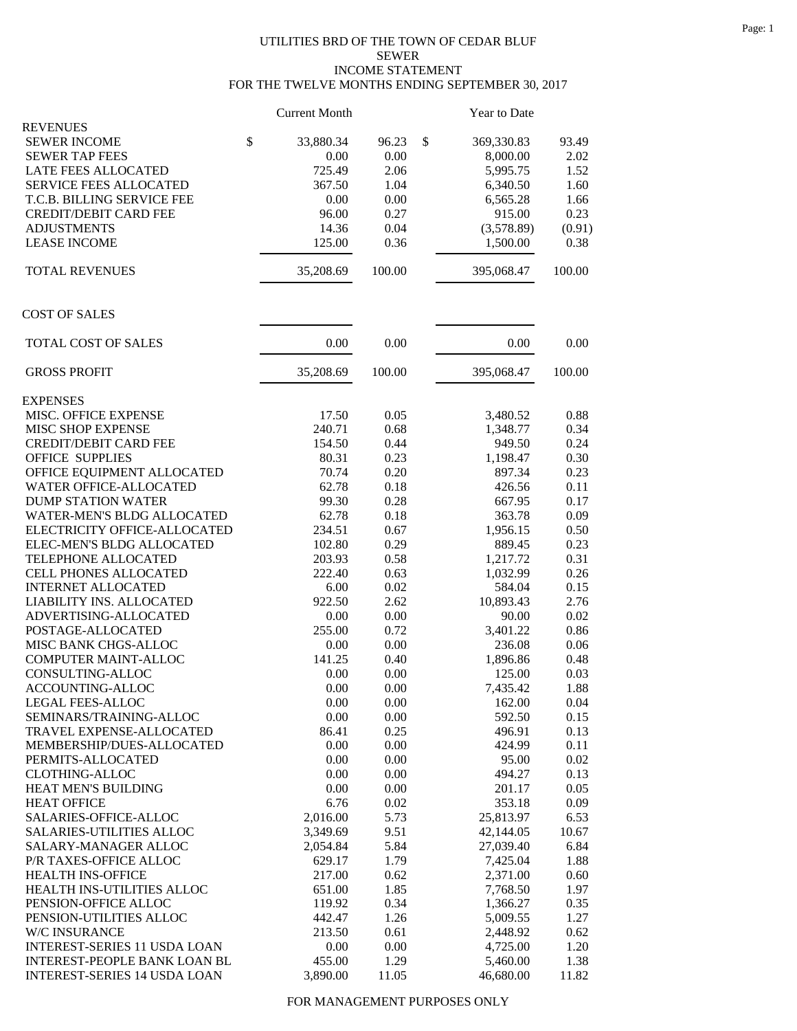UTILITIES BRD OF THE TOWN OF CEDAR BLUF
SEWER
INCOME STATEMENT
FOR THE TWELVE MONTHS ENDING SEPTEMBER 30, 2017

| | Current Month | | Year to Date | |
|---|---|---|---|---|
| **REVENUES** | | | | |
| SEWER INCOME | $ 33,880.34 | 96.23 | $ 369,330.83 | 93.49 |
| SEWER TAP FEES | 0.00 | 0.00 | 8,000.00 | 2.02 |
| LATE FEES ALLOCATED | 725.49 | 2.06 | 5,995.75 | 1.52 |
| SERVICE FEES ALLOCATED | 367.50 | 1.04 | 6,340.50 | 1.60 |
| T.C.B. BILLING SERVICE FEE | 0.00 | 0.00 | 6,565.28 | 1.66 |
| CREDIT/DEBIT CARD FEE | 96.00 | 0.27 | 915.00 | 0.23 |
| ADJUSTMENTS | 14.36 | 0.04 | (3,578.89) | (0.91) |
| LEASE INCOME | 125.00 | 0.36 | 1,500.00 | 0.38 |
| TOTAL REVENUES | 35,208.69 | 100.00 | 395,068.47 | 100.00 |
| **COST OF SALES** | | | | |
| TOTAL COST OF SALES | 0.00 | 0.00 | 0.00 | 0.00 |
| GROSS PROFIT | 35,208.69 | 100.00 | 395,068.47 | 100.00 |
| **EXPENSES** | | | | |
| MISC. OFFICE EXPENSE | 17.50 | 0.05 | 3,480.52 | 0.88 |
| MISC SHOP EXPENSE | 240.71 | 0.68 | 1,348.77 | 0.34 |
| CREDIT/DEBIT CARD FEE | 154.50 | 0.44 | 949.50 | 0.24 |
| OFFICE SUPPLIES | 80.31 | 0.23 | 1,198.47 | 0.30 |
| OFFICE EQUIPMENT ALLOCATED | 70.74 | 0.20 | 897.34 | 0.23 |
| WATER OFFICE-ALLOCATED | 62.78 | 0.18 | 426.56 | 0.11 |
| DUMP STATION WATER | 99.30 | 0.28 | 667.95 | 0.17 |
| WATER-MEN'S BLDG ALLOCATED | 62.78 | 0.18 | 363.78 | 0.09 |
| ELECTRICITY OFFICE-ALLOCATED | 234.51 | 0.67 | 1,956.15 | 0.50 |
| ELEC-MEN'S BLDG ALLOCATED | 102.80 | 0.29 | 889.45 | 0.23 |
| TELEPHONE ALLOCATED | 203.93 | 0.58 | 1,217.72 | 0.31 |
| CELL PHONES ALLOCATED | 222.40 | 0.63 | 1,032.99 | 0.26 |
| INTERNET ALLOCATED | 6.00 | 0.02 | 584.04 | 0.15 |
| LIABILITY INS. ALLOCATED | 922.50 | 2.62 | 10,893.43 | 2.76 |
| ADVERTISING-ALLOCATED | 0.00 | 0.00 | 90.00 | 0.02 |
| POSTAGE-ALLOCATED | 255.00 | 0.72 | 3,401.22 | 0.86 |
| MISC BANK CHGS-ALLOC | 0.00 | 0.00 | 236.08 | 0.06 |
| COMPUTER MAINT-ALLOC | 141.25 | 0.40 | 1,896.86 | 0.48 |
| CONSULTING-ALLOC | 0.00 | 0.00 | 125.00 | 0.03 |
| ACCOUNTING-ALLOC | 0.00 | 0.00 | 7,435.42 | 1.88 |
| LEGAL FEES-ALLOC | 0.00 | 0.00 | 162.00 | 0.04 |
| SEMINARS/TRAINING-ALLOC | 0.00 | 0.00 | 592.50 | 0.15 |
| TRAVEL EXPENSE-ALLOCATED | 86.41 | 0.25 | 496.91 | 0.13 |
| MEMBERSHIP/DUES-ALLOCATED | 0.00 | 0.00 | 424.99 | 0.11 |
| PERMITS-ALLOCATED | 0.00 | 0.00 | 95.00 | 0.02 |
| CLOTHING-ALLOC | 0.00 | 0.00 | 494.27 | 0.13 |
| HEAT MEN'S BUILDING | 0.00 | 0.00 | 201.17 | 0.05 |
| HEAT OFFICE | 6.76 | 0.02 | 353.18 | 0.09 |
| SALARIES-OFFICE-ALLOC | 2,016.00 | 5.73 | 25,813.97 | 6.53 |
| SALARIES-UTILITIES ALLOC | 3,349.69 | 9.51 | 42,144.05 | 10.67 |
| SALARY-MANAGER ALLOC | 2,054.84 | 5.84 | 27,039.40 | 6.84 |
| P/R TAXES-OFFICE ALLOC | 629.17 | 1.79 | 7,425.04 | 1.88 |
| HEALTH INS-OFFICE | 217.00 | 0.62 | 2,371.00 | 0.60 |
| HEALTH INS-UTILITIES ALLOC | 651.00 | 1.85 | 7,768.50 | 1.97 |
| PENSION-OFFICE ALLOC | 119.92 | 0.34 | 1,366.27 | 0.35 |
| PENSION-UTILITIES ALLOC | 442.47 | 1.26 | 5,009.55 | 1.27 |
| W/C INSURANCE | 213.50 | 0.61 | 2,448.92 | 0.62 |
| INTEREST-SERIES 11 USDA LOAN | 0.00 | 0.00 | 4,725.00 | 1.20 |
| INTEREST-PEOPLE BANK LOAN BL | 455.00 | 1.29 | 5,460.00 | 1.38 |
| INTEREST-SERIES 14 USDA LOAN | 3,890.00 | 11.05 | 46,680.00 | 11.82 |

FOR MANAGEMENT PURPOSES ONLY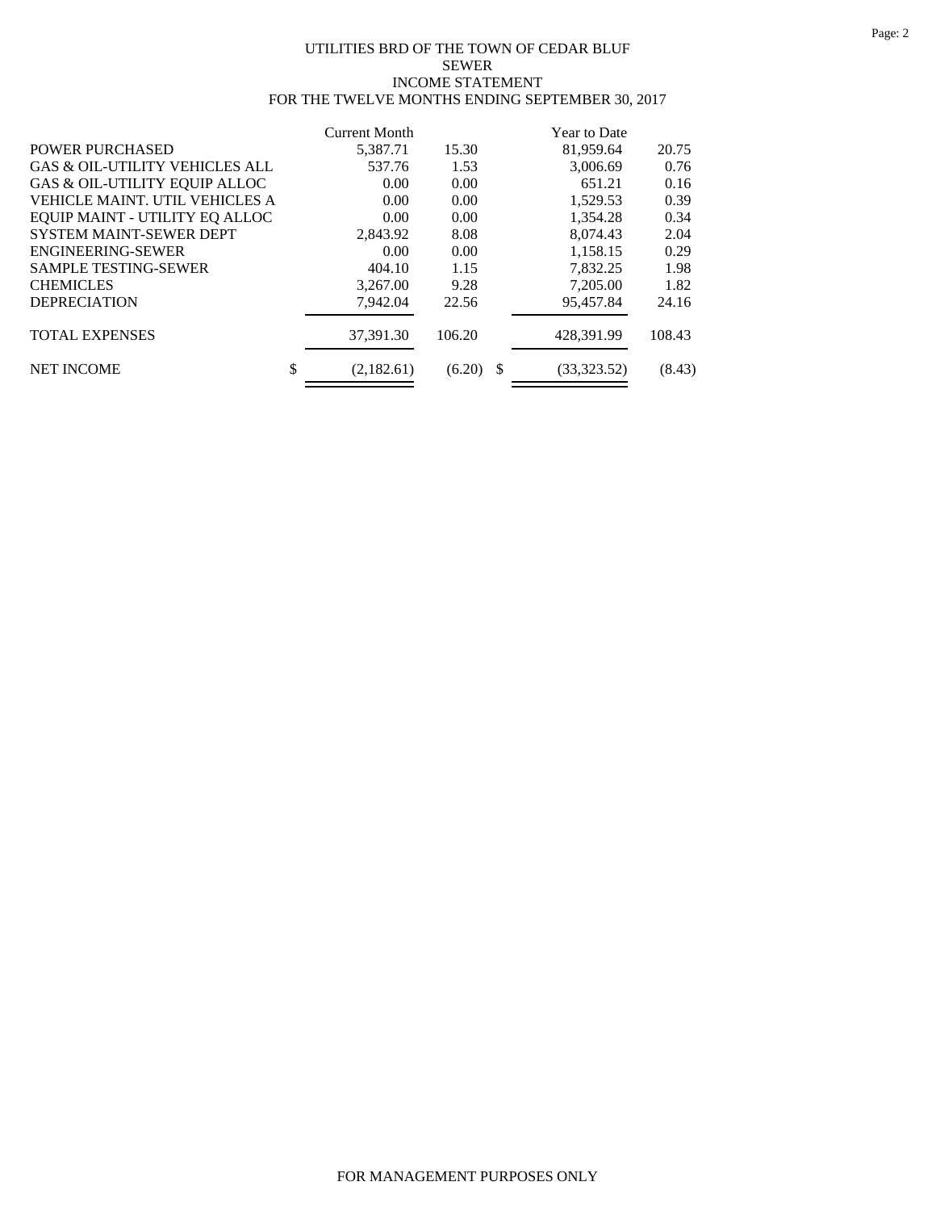UTILITIES BRD OF THE TOWN OF CEDAR BLUF
SEWER
INCOME STATEMENT
FOR THE TWELVE MONTHS ENDING SEPTEMBER 30, 2017

| | Current Month | | Year to Date | |
|---|---|---|---|---|
| POWER PURCHASED | 5,387.71 | 15.30 | 81,959.64 | 20.75 |
| GAS & OIL-UTILITY VEHICLES ALL | 537.76 | 1.53 | 3,006.69 | 0.76 |
| GAS & OIL-UTILITY EQUIP ALLOC | 0.00 | 0.00 | 651.21 | 0.16 |
| VEHICLE MAINT. UTIL VEHICLES A | 0.00 | 0.00 | 1,529.53 | 0.39 |
| EQUIP MAINT - UTILITY EQ ALLOC | 0.00 | 0.00 | 1,354.28 | 0.34 |
| SYSTEM MAINT-SEWER DEPT | 2,843.92 | 8.08 | 8,074.43 | 2.04 |
| ENGINEERING-SEWER | 0.00 | 0.00 | 1,158.15 | 0.29 |
| SAMPLE TESTING-SEWER | 404.10 | 1.15 | 7,832.25 | 1.98 |
| CHEMICLES | 3,267.00 | 9.28 | 7,205.00 | 1.82 |
| DEPRECIATION | 7,942.04 | 22.56 | 95,457.84 | 24.16 |
| TOTAL EXPENSES | 37,391.30 | 106.20 | 428,391.99 | 108.43 |
| NET INCOME | $ (2,182.61) | (6.20) | $ (33,323.52) | (8.43) |

FOR MANAGEMENT PURPOSES ONLY